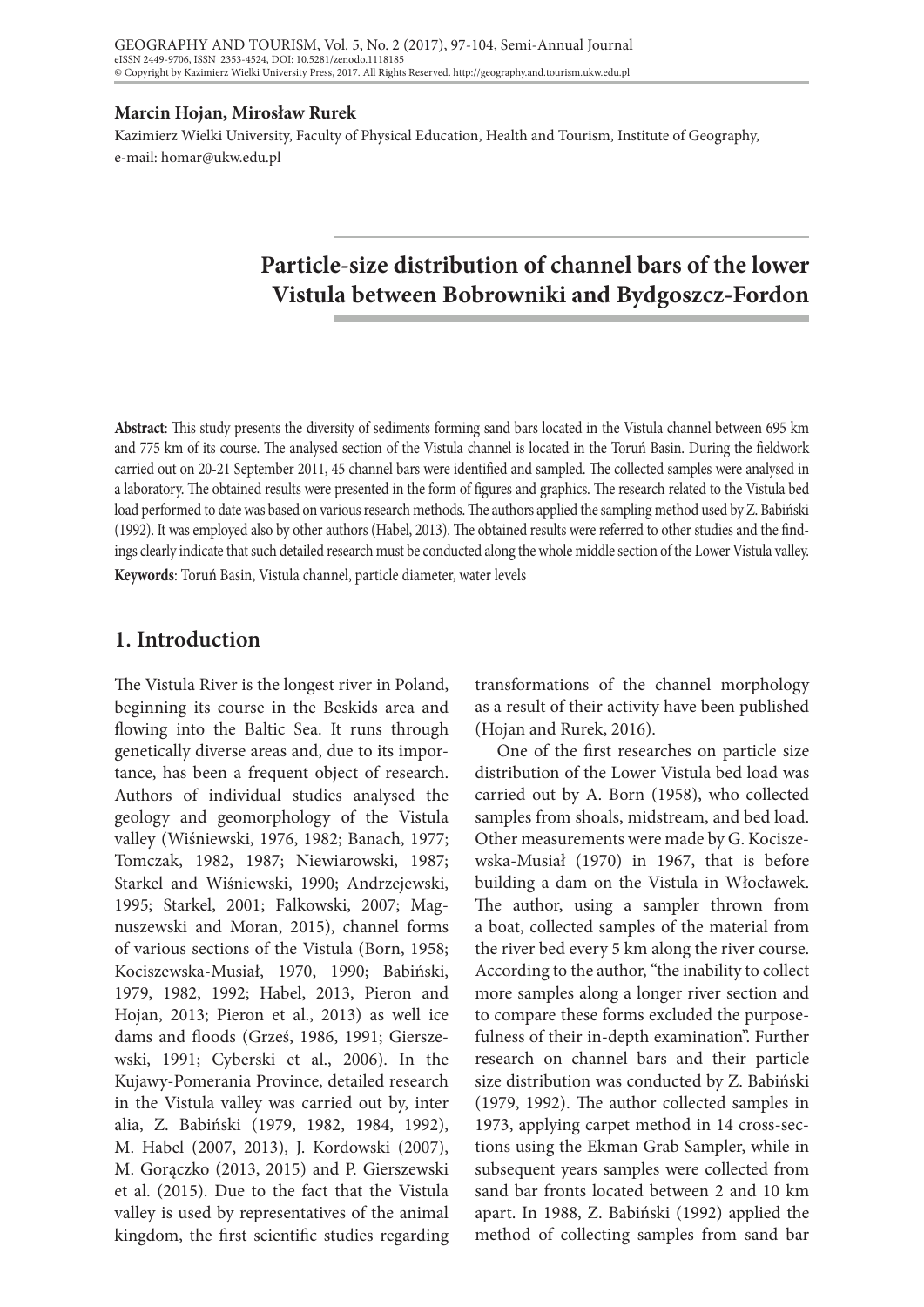**Marcin Hojan, Mirosław Rurek**

Kazimierz Wielki University, Faculty of Physical Education, Health and Tourism, Institute of Geography, e-mail: homar@ukw.edu.pl

# Particle-size distribution of channel bars of the lower Vistula between Bobrowniki and Bydgoszcz-Fordon

**Abstract**: This study presents the diversity of sediments forming sand bars located in the Vistula channel between 695 km and 775 km of its course. The analysed section of the Vistula channel is located in the Toruń Basin. During the fieldwork carried out on 20-21 September 2011, 45 channel bars were identified and sampled. The collected samples were analysed in a laboratory. The obtained results were presented in the form of figures and graphics. The research related to the Vistula bed load performed to date was based on various research methods. The authors applied the sampling method used by Z. Babiński (1992). It was employed also by other authors (Habel, 2013). The obtained results were referred to other studies and the findings clearly indicate that such detailed research must be conducted along the whole middle section of the Lower Vistula valley.

**Keywords**: Toruń Basin, Vistula channel, particle diameter, water levels

## 1. Introduction

The Vistula River is the longest river in Poland, beginning its course in the Beskids area and flowing into the Baltic Sea. It runs through genetically diverse areas and, due to its importance, has been a frequent object of research. Authors of individual studies analysed the geology and geomorphology of the Vistula valley (Wiśniewski, 1976, 1982; Banach, 1977; Tomczak, 1982, 1987; Niewiarowski, 1987; Starkel and Wiśniewski, 1990; Andrzejewski, 1995; Starkel, 2001; Falkowski, 2007; Magnuszewski and Moran, 2015), channel forms of various sections of the Vistula (Born, 1958; Kociszewska-Musiał, 1970, 1990; Babiński, 1979, 1982, 1992; Habel, 2013, Pieron and Hojan, 2013; Pieron et al., 2013) as well ice dams and floods (Grześ, 1986, 1991; Gierszewski, 1991; Cyberski et al., 2006). In the Kujawy-Pomerania Province, detailed research in the Vistula valley was carried out by, inter alia, Z. Babiński (1979, 1982, 1984, 1992), M. Habel (2007, 2013), J. Kordowski (2007), M. Gorączko (2013, 2015) and P. Gierszewski et al. (2015). Due to the fact that the Vistula valley is used by representatives of the animal kingdom, the first scientific studies regarding transformations of the channel morphology as a result of their activity have been published (Hojan and Rurek, 2016).

One of the first researches on particle size distribution of the Lower Vistula bed load was carried out by A. Born (1958), who collected samples from shoals, midstream, and bed load. Other measurements were made by G. Kociszewska-Musiał (1970) in 1967, that is before building a dam on the Vistula in Włocławek. The author, using a sampler thrown from a boat, collected samples of the material from the river bed every 5 km along the river course. According to the author, "the inability to collect more samples along a longer river section and to compare these forms excluded the purposefulness of their in-depth examination". Further research on channel bars and their particle size distribution was conducted by Z. Babiński (1979, 1992). The author collected samples in 1973, applying carpet method in 14 cross-sections using the Ekman Grab Sampler, while in subsequent years samples were collected from sand bar fronts located between 2 and 10 km apart. In 1988, Z. Babiński (1992) applied the method of collecting samples from sand bar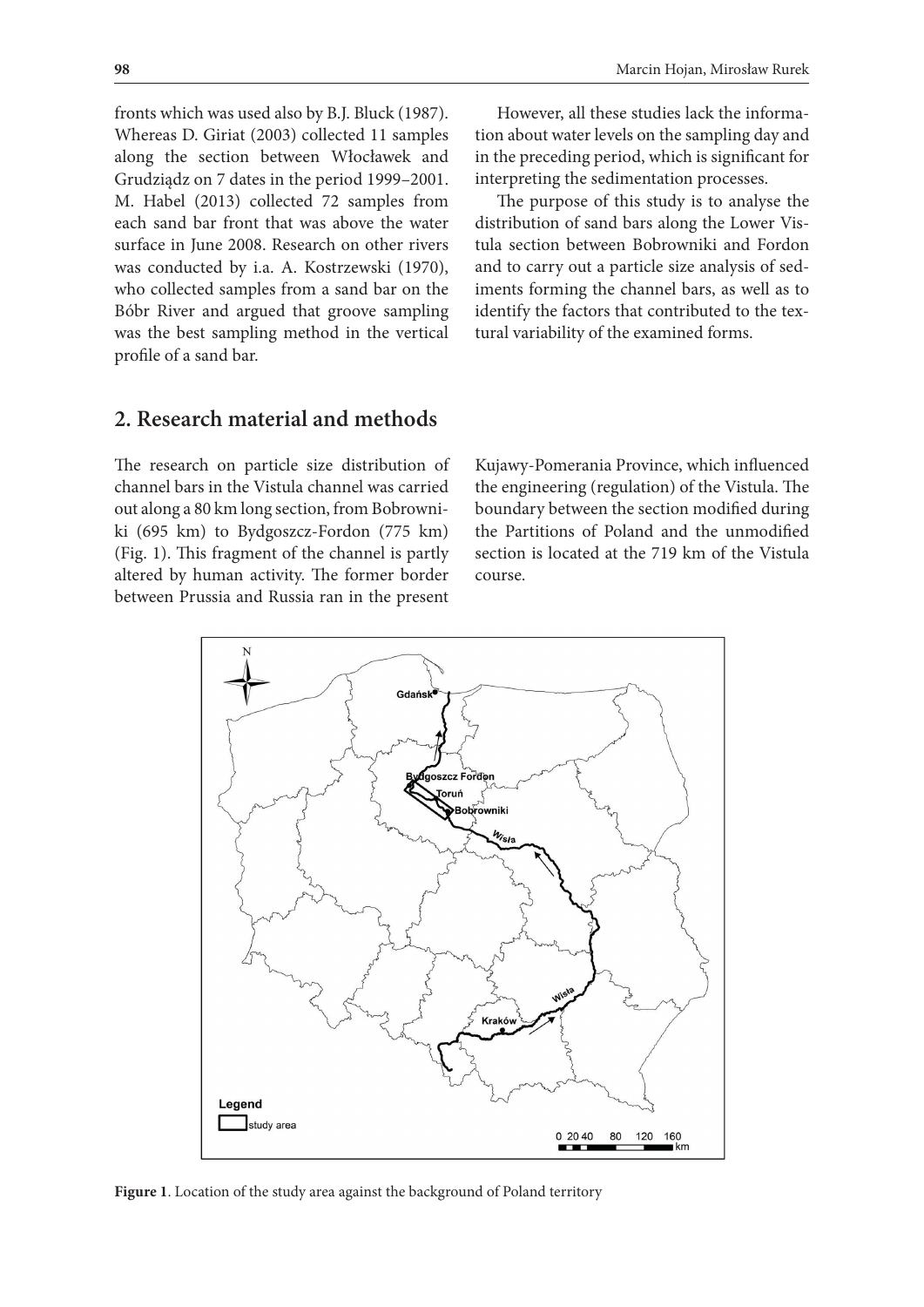fronts which was used also by B.J. Bluck (1987). Whereas D. Giriat (2003) collected 11 samples along the section between Włocławek and Grudziądz on 7 dates in the period 1999–2001. M. Habel (2013) collected 72 samples from each sand bar front that was above the water surface in June 2008. Research on other rivers was conducted by i.a. A. Kostrzewski (1970), who collected samples from a sand bar on the Bóbr River and argued that groove sampling was the best sampling method in the vertical profile of a sand bar.

However, all these studies lack the information about water levels on the sampling day and in the preceding period, which is significant for interpreting the sedimentation processes.

The purpose of this study is to analyse the distribution of sand bars along the Lower Vistula section between Bobrowniki and Fordon and to carry out a particle size analysis of sediments forming the channel bars, as well as to identify the factors that contributed to the textural variability of the examined forms.

## 2. Research material and methods

The research on particle size distribution of channel bars in the Vistula channel was carried out along a 80 km long section, from Bobrowniki (695 km) to Bydgoszcz-Fordon (775 km) (Fig. 1). This fragment of the channel is partly altered by human activity. The former border between Prussia and Russia ran in the present Kujawy-Pomerania Province, which influenced the engineering (regulation) of the Vistula. The boundary between the section modified during the Partitions of Poland and the unmodified section is located at the 719 km of the Vistula course.

**Figure 1**. Location of the study area against the background of Poland territory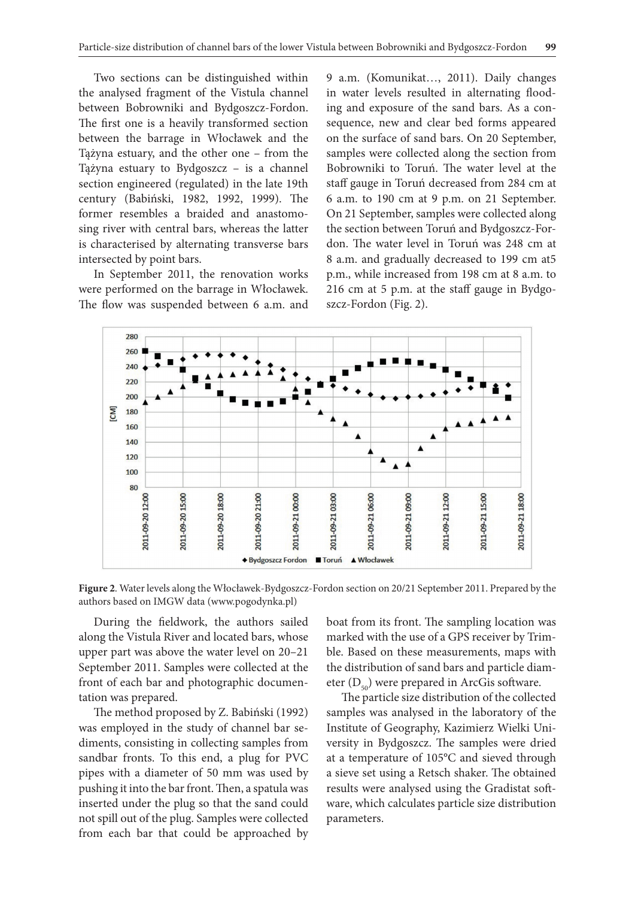Two sections can be distinguished within the analysed fragment of the Vistula channel between Bobrowniki and Bydgoszcz-Fordon. The first one is a heavily transformed section between the barrage in Włocławek and the Tążyna estuary, and the other one – from the Tążyna estuary to Bydgoszcz – is a channel section engineered (regulated) in the late 19th century (Babiński, 1982, 1992, 1999). The former resembles a braided and anastomosing river with central bars, whereas the latter is characterised by alternating transverse bars intersected by point bars.

In September 2011, the renovation works were performed on the barrage in Włocławek. The flow was suspended between 6 a.m. and 9 a.m. (Komunikat…, 2011). Daily changes in water levels resulted in alternating flooding and exposure of the sand bars. As a consequence, new and clear bed forms appeared on the surface of sand bars. On 20 September, samples were collected along the section from Bobrowniki to Toruń. The water level at the staff gauge in Toruń decreased from 284 cm at 6 a.m. to 190 cm at 9 p.m. on 21 September. On 21 September, samples were collected along the section between Toruń and Bydgoszcz-Fordon. The water level in Toruń was 248 cm at 8 a.m. and gradually decreased to 199 cm at5 p.m., while increased from 198 cm at 8 a.m. to 216 cm at 5 p.m. at the staff gauge in Bydgoszcz-Fordon (Fig. 2).

**Figure 2**. Water levels along the Włocławek-Bydgoszcz-Fordon section on 20/21 September 2011. Prepared by the authors based on IMGW data (www.pogodynka.pl)

During the fieldwork, the authors sailed along the Vistula River and located bars, whose upper part was above the water level on 20–21 September 2011. Samples were collected at the front of each bar and photographic documentation was prepared.

The method proposed by Z. Babiński (1992) was employed in the study of channel bar sediments, consisting in collecting samples from sandbar fronts. To this end, a plug for PVC pipes with a diameter of 50 mm was used by pushing it into the bar front. Then, a spatula was inserted under the plug so that the sand could not spill out of the plug. Samples were collected from each bar that could be approached by boat from its front. The sampling location was marked with the use of a GPS receiver by Trimble. Based on these measurements, maps with the distribution of sand bars and particle diameter ($D_{50}$) were prepared in ArcGis software.

The particle size distribution of the collected samples was analysed in the laboratory of the Institute of Geography, Kazimierz Wielki University in Bydgoszcz. The samples were dried at a temperature of 105°C and sieved through a sieve set using a Retsch shaker. The obtained results were analysed using the Gradistat software, which calculates particle size distribution parameters.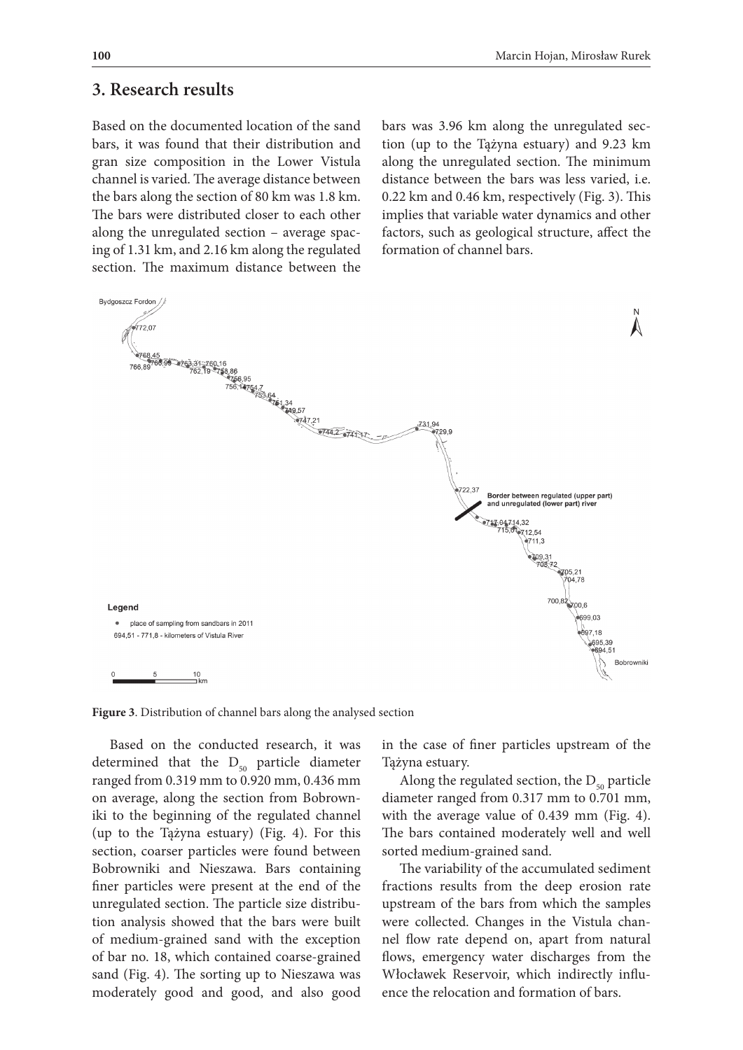## 3. Research results

Based on the documented location of the sand bars, it was found that their distribution and gran size composition in the Lower Vistula channel is varied. The average distance between the bars along the section of 80 km was 1.8 km. The bars were distributed closer to each other along the unregulated section – average spacing of 1.31 km, and 2.16 km along the regulated section. The maximum distance between the bars was 3.96 km along the unregulated section (up to the Tążyna estuary) and 9.23 km along the unregulated section. The minimum distance between the bars was less varied, i.e. 0.22 km and 0.46 km, respectively (Fig. 3). This implies that variable water dynamics and other factors, such as geological structure, affect the formation of channel bars.

**Figure 3**. Distribution of channel bars along the analysed section

Based on the conducted research, it was determined that the $D_{50}$ particle diameter ranged from 0.319 mm to 0.920 mm, 0.436 mm on average, along the section from Bobrowniki to the beginning of the regulated channel (up to the Tążyna estuary) (Fig. 4). For this section, coarser particles were found between Bobrowniki and Nieszawa. Bars containing finer particles were present at the end of the unregulated section. The particle size distribution analysis showed that the bars were built of medium-grained sand with the exception of bar no. 18, which contained coarse-grained sand (Fig. 4). The sorting up to Nieszawa was moderately good and good, and also good in the case of finer particles upstream of the Tążyna estuary.

Along the regulated section, the $D_{50}$ particle diameter ranged from 0.317 mm to 0.701 mm, with the average value of 0.439 mm (Fig. 4). The bars contained moderately well and well sorted medium-grained sand.

The variability of the accumulated sediment fractions results from the deep erosion rate upstream of the bars from which the samples were collected. Changes in the Vistula channel flow rate depend on, apart from natural flows, emergency water discharges from the Włocławek Reservoir, which indirectly influence the relocation and formation of bars.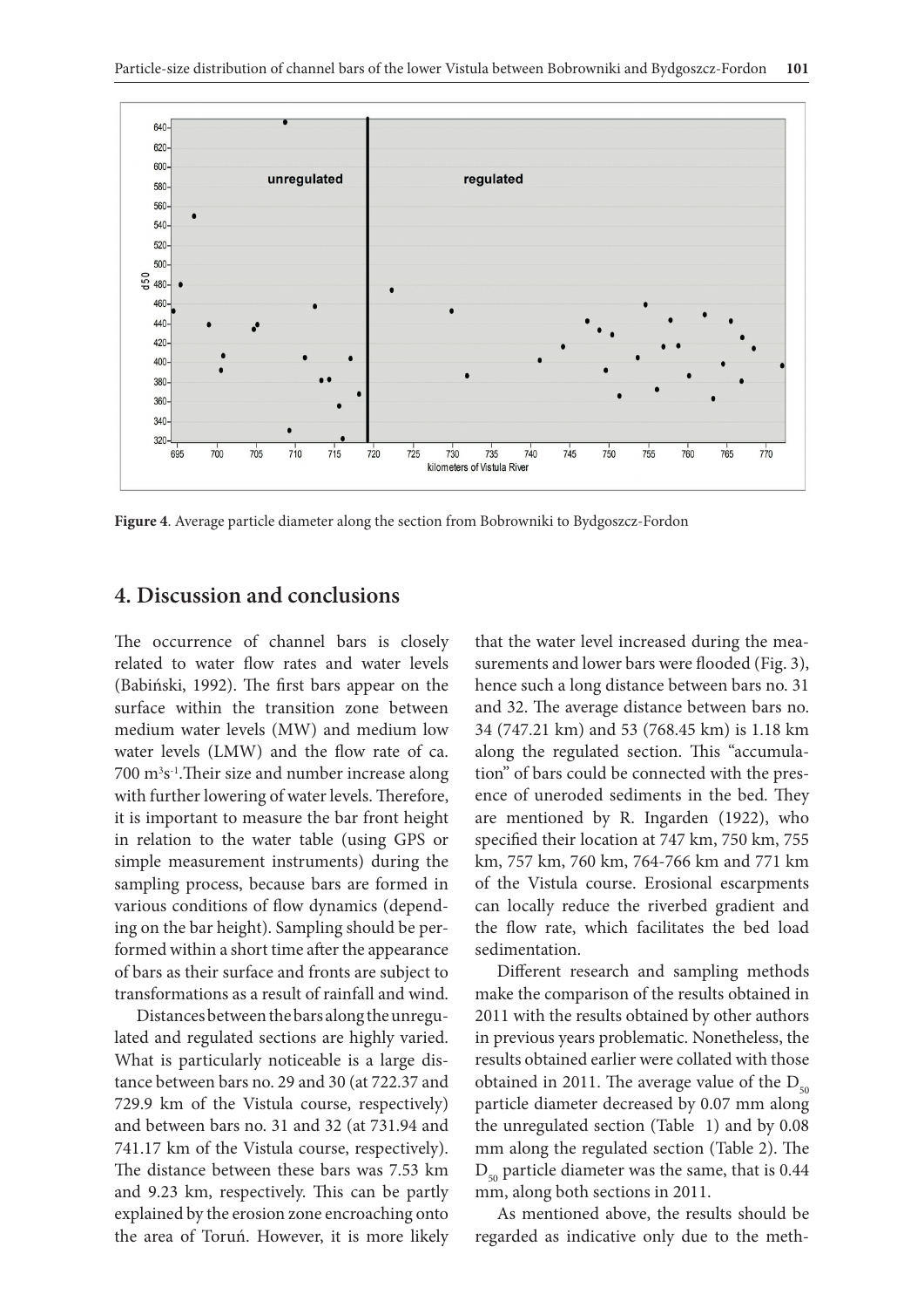**Figure 4**. Average particle diameter along the section from Bobrowniki to Bydgoszcz-Fordon

## 4. Discussion and conclusions

The occurrence of channel bars is closely related to water flow rates and water levels (Babiński, 1992). The first bars appear on the surface within the transition zone between medium water levels (MW) and medium low water levels (LMW) and the flow rate of ca. 700 $m^3s^{-1}$. Their size and number increase along with further lowering of water levels. Therefore, it is important to measure the bar front height in relation to the water table (using GPS or simple measurement instruments) during the sampling process, because bars are formed in various conditions of flow dynamics (depending on the bar height). Sampling should be performed within a short time after the appearance of bars as their surface and fronts are subject to transformations as a result of rainfall and wind.

Distances between the bars along the unregulated and regulated sections are highly varied. What is particularly noticeable is a large distance between bars no. 29 and 30 (at 722.37 and 729.9 km of the Vistula course, respectively) and between bars no. 31 and 32 (at 731.94 and 741.17 km of the Vistula course, respectively). The distance between these bars was 7.53 km and 9.23 km, respectively. This can be partly explained by the erosion zone encroaching onto the area of Toruń. However, it is more likely that the water level increased during the measurements and lower bars were flooded (Fig. 3), hence such a long distance between bars no. 31 and 32. The average distance between bars no. 34 (747.21 km) and 53 (768.45 km) is 1.18 km along the regulated section. This "accumulation" of bars could be connected with the presence of uneroded sediments in the bed. They are mentioned by R. Ingarden (1922), who specified their location at 747 km, 750 km, 755 km, 757 km, 760 km, 764-766 km and 771 km of the Vistula course. Erosional escarpments can locally reduce the riverbed gradient and the flow rate, which facilitates the bed load sedimentation.

Different research and sampling methods make the comparison of the results obtained in 2011 with the results obtained by other authors in previous years problematic. Nonetheless, the results obtained earlier were collated with those obtained in 2011. The average value of the $D_{50}$ particle diameter decreased by 0.07 mm along the unregulated section (Table 1) and by 0.08 mm along the regulated section (Table 2). The $D_{50}$ particle diameter was the same, that is 0.44 mm, along both sections in 2011.

As mentioned above, the results should be regarded as indicative only due to the meth-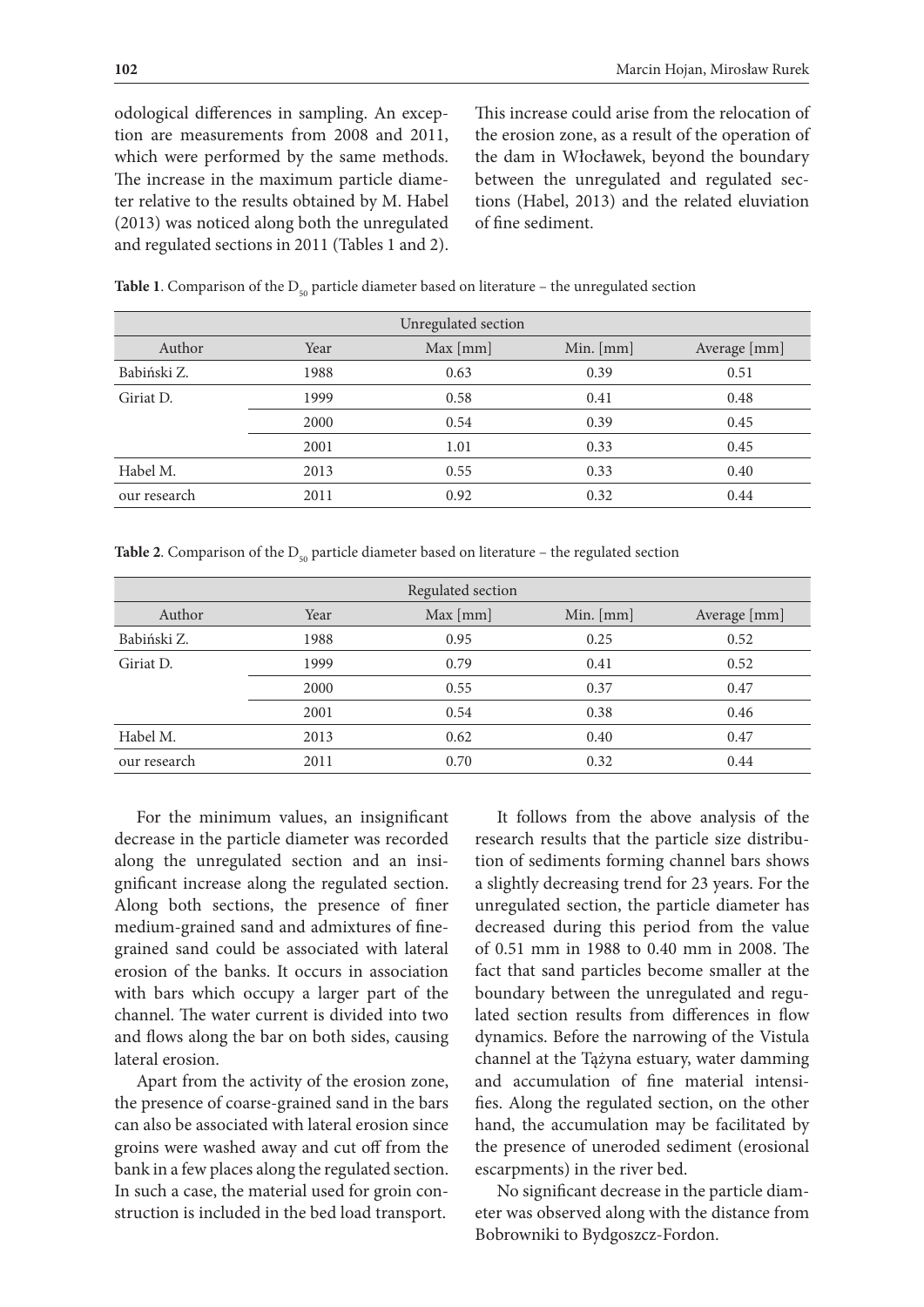odological differences in sampling. An exception are measurements from 2008 and 2011, which were performed by the same methods. The increase in the maximum particle diameter relative to the results obtained by M. Habel (2013) was noticed along both the unregulated and regulated sections in 2011 (Tables 1 and 2). This increase could arise from the relocation of the erosion zone, as a result of the operation of the dam in Włocławek, beyond the boundary between the unregulated and regulated sections (Habel, 2013) and the related eluviation of fine sediment.

**Table 1**. Comparison of the $D_{50}$ particle diameter based on literature – the unregulated section

| Unregulated section | | | | |
|---|---|---|---|---|
| Author | Year | Max [mm] | Min. [mm] | Average [mm] |
| Babiński Z. | 1988 | 0.63 | 0.39 | 0.51 |
| Giriat D. | 1999 | 0.58 | 0.41 | 0.48 |
| | 2000 | 0.54 | 0.39 | 0.45 |
| | 2001 | 1.01 | 0.33 | 0.45 |
| Habel M. | 2013 | 0.55 | 0.33 | 0.40 |
| our research | 2011 | 0.92 | 0.32 | 0.44 |

**Table 2**. Comparison of the $D_{50}$ particle diameter based on literature – the regulated section

| Regulated section | | | | |
|---|---|---|---|---|
| Author | Year | Max [mm] | Min. [mm] | Average [mm] |
| Babiński Z. | 1988 | 0.95 | 0.25 | 0.52 |
| Giriat D. | 1999 | 0.79 | 0.41 | 0.52 |
| | 2000 | 0.55 | 0.37 | 0.47 |
| | 2001 | 0.54 | 0.38 | 0.46 |
| Habel M. | 2013 | 0.62 | 0.40 | 0.47 |
| our research | 2011 | 0.70 | 0.32 | 0.44 |

For the minimum values, an insignificant decrease in the particle diameter was recorded along the unregulated section and an insignificant increase along the regulated section. Along both sections, the presence of finer medium-grained sand and admixtures of fine-grained sand could be associated with lateral erosion of the banks. It occurs in association with bars which occupy a larger part of the channel. The water current is divided into two and flows along the bar on both sides, causing lateral erosion.

Apart from the activity of the erosion zone, the presence of coarse-grained sand in the bars can also be associated with lateral erosion since groins were washed away and cut off from the bank in a few places along the regulated section. In such a case, the material used for groin construction is included in the bed load transport.

It follows from the above analysis of the research results that the particle size distribution of sediments forming channel bars shows a slightly decreasing trend for 23 years. For the unregulated section, the particle diameter has decreased during this period from the value of 0.51 mm in 1988 to 0.40 mm in 2008. The fact that sand particles become smaller at the boundary between the unregulated and regulated section results from differences in flow dynamics. Before the narrowing of the Vistula channel at the Tążyna estuary, water damming and accumulation of fine material intensifies. Along the regulated section, on the other hand, the accumulation may be facilitated by the presence of uneroded sediment (erosional escarpments) in the river bed.

No significant decrease in the particle diameter was observed along with the distance from Bobrowniki to Bydgoszcz-Fordon.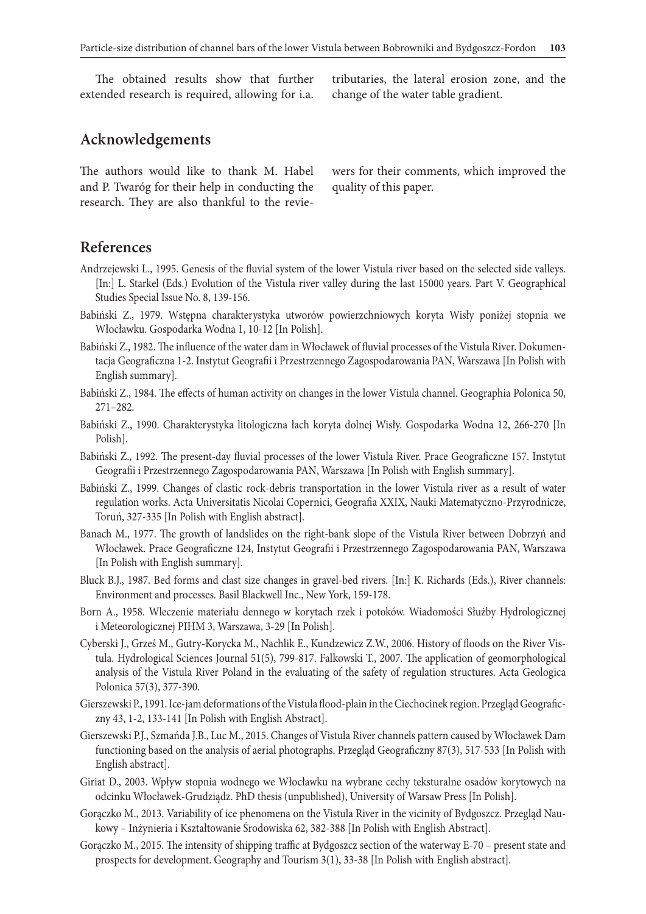The obtained results show that further extended research is required, allowing for i.a. tributaries, the lateral erosion zone, and the change of the water table gradient.

## Acknowledgements

The authors would like to thank M. Habel and P. Twaróg for their help in conducting the research. They are also thankful to the reviewers for their comments, which improved the quality of this paper.

## References

Andrzejewski L., 1995. Genesis of the fluvial system of the lower Vistula river based on the selected side valleys. [In:] L. Starkel (Eds.) Evolution of the Vistula river valley during the last 15000 years. Part V. Geographical Studies Special Issue No. 8, 139-156.

Babiński Z., 1979. Wstępna charakterystyka utworów powierzchniowych koryta Wisły poniżej stopnia we Włocławku. Gospodarka Wodna 1, 10-12 [In Polish].

Babiński Z., 1982. The influence of the water dam in Włocławek of fluvial processes of the Vistula River. Dokumentacja Geograficzna 1-2. Instytut Geografii i Przestrzennego Zagospodarowania PAN, Warszawa [In Polish with English summary].

Babiński Z., 1984. The effects of human activity on changes in the lower Vistula channel. Geographia Polonica 50, 271–282.

Babiński Z., 1990. Charakterystyka litologiczna łach koryta dolnej Wisły. Gospodarka Wodna 12, 266-270 [In Polish].

Babiński Z., 1992. The present-day fluvial processes of the lower Vistula River. Prace Geograficzne 157. Instytut Geografii i Przestrzennego Zagospodarowania PAN, Warszawa [In Polish with English summary].

Babiński Z., 1999. Changes of clastic rock-debris transportation in the lower Vistula river as a result of water regulation works. Acta Universitatis Nicolai Copernici, Geografia XXIX, Nauki Matematyczno-Przyrodnicze, Toruń, 327-335 [In Polish with English abstract].

Banach M., 1977. The growth of landslides on the right-bank slope of the Vistula River between Dobrzyń and Włocławek. Prace Geograficzne 124, Instytut Geografii i Przestrzennego Zagospodarowania PAN, Warszawa [In Polish with English summary].

Bluck B.J., 1987. Bed forms and clast size changes in gravel-bed rivers. [In:] K. Richards (Eds.), River channels: Environment and processes. Basil Blackwell Inc., New York, 159-178.

Born A., 1958. Wleczenie materiału dennego w korytach rzek i potoków. Wiadomości Służby Hydrologicznej i Meteorologicznej PIHM 3, Warszawa, 3-29 [In Polish].

Cyberski J., Grześ M., Gutry-Korycka M., Nachlik E., Kundzewicz Z.W., 2006. History of floods on the River Vistula. Hydrological Sciences Journal 51(5), 799-817. Falkowski T., 2007. The application of geomorphological analysis of the Vistula River Poland in the evaluating of the safety of regulation structures. Acta Geologica Polonica 57(3), 377-390.

Gierszewski P., 1991. Ice-jam deformations of the Vistula flood-plain in the Ciechocinek region. Przegląd Geograficzny 43, 1-2, 133-141 [In Polish with English Abstract].

Gierszewski P.J., Szmańda J.B., Luc M., 2015. Changes of Vistula River channels pattern caused by Włocławek Dam functioning based on the analysis of aerial photographs. Przegląd Geograficzny 87(3), 517-533 [In Polish with English abstract].

Giriat D., 2003. Wpływ stopnia wodnego we Włocławku na wybrane cechy teksturalne osadów korytowych na odcinku Włocławek-Grudziądz. PhD thesis (unpublished), University of Warsaw Press [In Polish].

Gorączko M., 2013. Variability of ice phenomena on the Vistula River in the vicinity of Bydgoszcz. Przegląd Naukowy – Inżynieria i Kształtowanie Środowiska 62, 382-388 [In Polish with English Abstract].

Gorączko M., 2015. The intensity of shipping traffic at Bydgoszcz section of the waterway E-70 – present state and prospects for development. Geography and Tourism 3(1), 33-38 [In Polish with English abstract].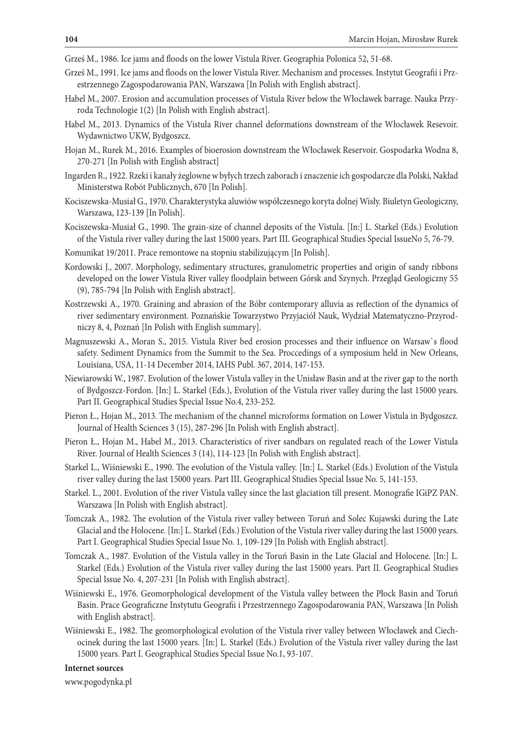Grześ M., 1986. Ice jams and floods on the lower Vistula River. Geographia Polonica 52, 51-68.

Grześ M., 1991. Ice jams and floods on the lower Vistula River. Mechanism and processes. Instytut Geografii i Przestrzennego Zagospodarowania PAN, Warszawa [In Polish with English abstract].

Habel M., 2007. Erosion and accumulation processes of Vistula River below the Włocławek barrage. Nauka Przyroda Technologie 1(2) [In Polish with English abstract].

Habel M., 2013. Dynamics of the Vistula River channel deformations downstream of the Włocławek Resevoir. Wydawnictwo UKW, Bydgoszcz.

Hojan M., Rurek M., 2016. Examples of bioerosion downstream the Włocławek Reservoir. Gospodarka Wodna 8, 270-271 [In Polish with English abstract]

Ingarden R., 1922. Rzeki i kanały żeglowne w byłych trzech zaborach i znaczenie ich gospodarcze dla Polski, Nakład Ministerstwa Robót Publicznych, 670 [In Polish].

Kociszewska-Musiał G., 1970. Charakterystyka aluwiów współczesnego koryta dolnej Wisły. Biuletyn Geologiczny, Warszawa, 123-139 [In Polish].

Kociszewska-Musiał G., 1990. The grain-size of channel deposits of the Vistula. [In:] L. Starkel (Eds.) Evolution of the Vistula river valley during the last 15000 years. Part III. Geographical Studies Special IssueNo 5, 76-79.

Komunikat 19/2011. Prace remontowe na stopniu stabilizującym [In Polish].

Kordowski J., 2007. Morphology, sedimentary structures, granulometric properties and origin of sandy ribbons developed on the lower Vistula River valley floodplain between Górsk and Szynych. Przegląd Geologiczny 55 (9), 785-794 [In Polish with English abstract].

Kostrzewski A., 1970. Graining and abrasion of the Bóbr contemporary alluvia as reflection of the dynamics of river sedimentary environment. Poznańskie Towarzystwo Przyjaciół Nauk, Wydział Matematyczno-Przyrodniczy 8, 4, Poznań [In Polish with English summary].

Magnuszewski A., Moran S., 2015. Vistula River bed erosion processes and their influence on Warsaw`s flood safety. Sediment Dynamics from the Summit to the Sea. Proccedings of a symposium held in New Orleans, Louisiana, USA, 11-14 December 2014, IAHS Publ. 367, 2014, 147-153.

Niewiarowski W., 1987. Evolution of the lower Vistula valley in the Unisław Basin and at the river gap to the north of Bydgoszcz-Fordon. [In:] L. Starkel (Eds.), Evolution of the Vistula river valley during the last 15000 years. Part II. Geographical Studies Special Issue No.4, 233-252.

Pieron Ł., Hojan M., 2013. The mechanism of the channel microforms formation on Lower Vistula in Bydgoszcz. Journal of Health Sciences 3 (15), 287-296 [In Polish with English abstract].

Pieron Ł., Hojan M., Habel M., 2013. Characteristics of river sandbars on regulated reach of the Lower Vistula River. Journal of Health Sciences 3 (14), 114-123 [In Polish with English abstract].

Starkel L., Wiśniewski E., 1990. The evolution of the Vistula valley. [In:] L. Starkel (Eds.) Evolution of the Vistula river valley during the last 15000 years. Part III. Geographical Studies Special Issue No. 5, 141-153.

Starkel. L., 2001. Evolution of the river Vistula valley since the last glaciation till present. Monografie IGiPZ PAN. Warszawa [In Polish with English abstract].

Tomczak A., 1982. The evolution of the Vistula river valley between Toruń and Solec Kujawski during the Late Glacial and the Holocene. [In:] L. Starkel (Eds.) Evolution of the Vistula river valley during the last 15000 years. Part I. Geographical Studies Special Issue No. 1, 109-129 [In Polish with English abstract].

Tomczak A., 1987. Evolution of the Vistula valley in the Toruń Basin in the Late Glacial and Holocene. [In:] L. Starkel (Eds.) Evolution of the Vistula river valley during the last 15000 years. Part II. Geographical Studies Special Issue No. 4, 207-231 [In Polish with English abstract].

Wiśniewski E., 1976. Geomorphological development of the Vistula valley between the Płock Basin and Toruń Basin. Prace Geograficzne Instytutu Geografii i Przestrzennego Zagospodarowania PAN, Warszawa [In Polish with English abstract].

Wiśniewski E., 1982. The geomorphological evolution of the Vistula river valley between Włocławek and Ciechocinek during the last 15000 years. [In:] L. Starkel (Eds.) Evolution of the Vistula river valley during the last 15000 years. Part I. Geographical Studies Special Issue No.1, 93-107.

**Internet sources**

www.pogodynka.pl